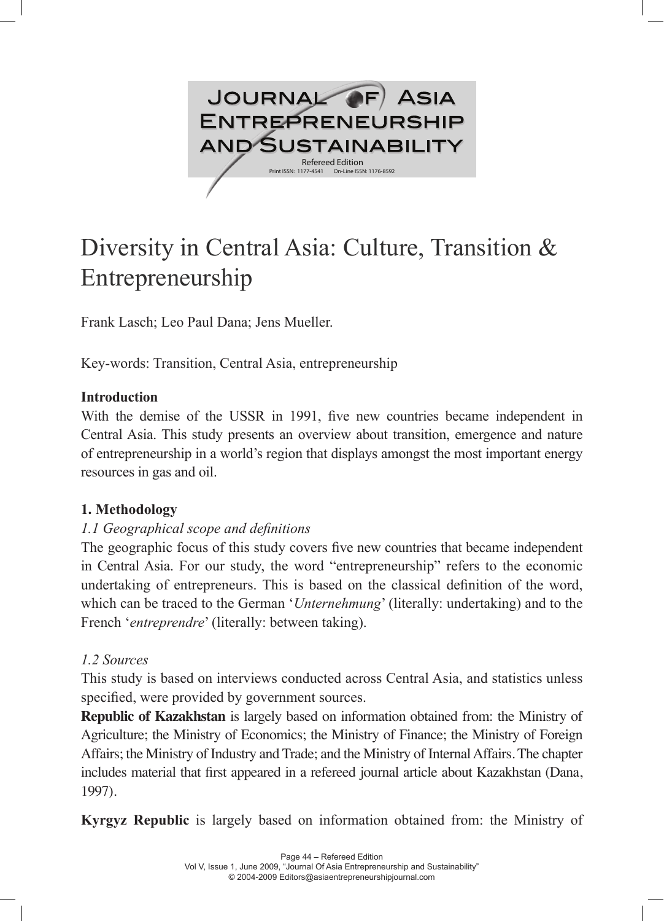# Diversity in Central Asia: Culture, Transition & Entrepreneurship

Frank Lasch; Leo Paul Dana; Jens Mueller.

Key-words: Transition, Central Asia, entrepreneurship

## Introduction

With the demise of the USSR in 1991, five new countries became independent in Central Asia. This study presents an overview about transition, emergence and nature of entrepreneurship in a world's region that displays amongst the most important energy resources in gas and oil.

## 1. Methodology

### *1.1 Geographical scope and definitions*

The geographic focus of this study covers five new countries that became independent in Central Asia. For our study, the word "entrepreneurship" refers to the economic undertaking of entrepreneurs. This is based on the classical definition of the word, which can be traced to the German '*Unternehmung*' (literally: undertaking) and to the French '*entreprendre*' (literally: between taking).

### *1.2 Sources*

This study is based on interviews conducted across Central Asia, and statistics unless specified, were provided by government sources.

**Republic of Kazakhstan** is largely based on information obtained from: the Ministry of Agriculture; the Ministry of Economics; the Ministry of Finance; the Ministry of Foreign Affairs; the Ministry of Industry and Trade; and the Ministry of Internal Affairs. The chapter includes material that first appeared in a refereed journal article about Kazakhstan (Dana, 1997).

**Kyrgyz Republic** is largely based on information obtained from: the Ministry of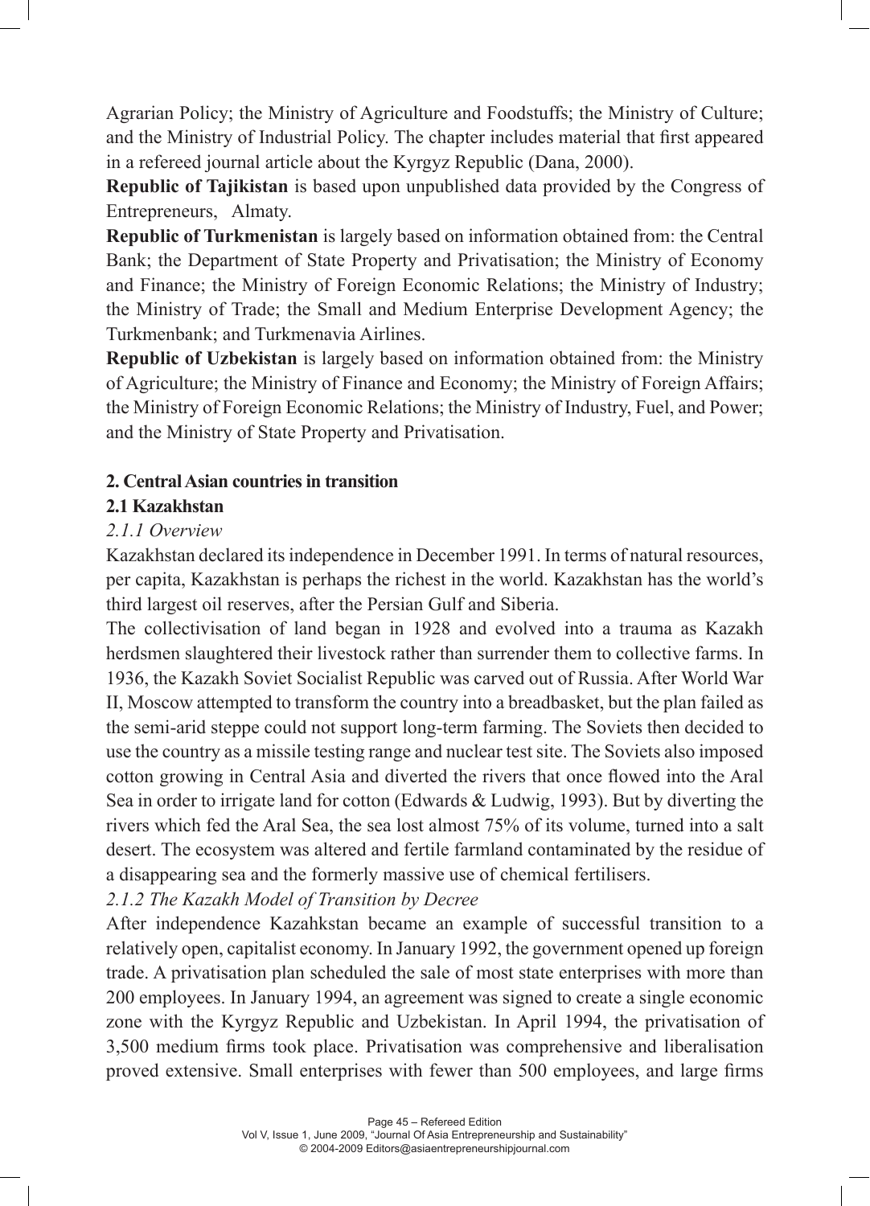Agrarian Policy; the Ministry of Agriculture and Foodstuffs; the Ministry of Culture; and the Ministry of Industrial Policy. The chapter includes material that first appeared in a refereed journal article about the Kyrgyz Republic (Dana, 2000).

**Republic of Tajikistan** is based upon unpublished data provided by the Congress of Entrepreneurs, Almaty.

**Republic of Turkmenistan** is largely based on information obtained from: the Central Bank; the Department of State Property and Privatisation; the Ministry of Economy and Finance; the Ministry of Foreign Economic Relations; the Ministry of Industry; the Ministry of Trade; the Small and Medium Enterprise Development Agency; the Turkmenbank; and Turkmenavia Airlines.

**Republic of Uzbekistan** is largely based on information obtained from: the Ministry of Agriculture; the Ministry of Finance and Economy; the Ministry of Foreign Affairs; the Ministry of Foreign Economic Relations; the Ministry of Industry, Fuel, and Power; and the Ministry of State Property and Privatisation.

## 2. Central Asian countries in transition

### 2.1 Kazakhstan

*2.1.1 Overview*

Kazakhstan declared its independence in December 1991. In terms of natural resources, per capita, Kazakhstan is perhaps the richest in the world. Kazakhstan has the world's third largest oil reserves, after the Persian Gulf and Siberia.

The collectivisation of land began in 1928 and evolved into a trauma as Kazakh herdsmen slaughtered their livestock rather than surrender them to collective farms. In 1936, the Kazakh Soviet Socialist Republic was carved out of Russia. After World War II, Moscow attempted to transform the country into a breadbasket, but the plan failed as the semi-arid steppe could not support long-term farming. The Soviets then decided to use the country as a missile testing range and nuclear test site. The Soviets also imposed cotton growing in Central Asia and diverted the rivers that once flowed into the Aral Sea in order to irrigate land for cotton (Edwards & Ludwig, 1993). But by diverting the rivers which fed the Aral Sea, the sea lost almost 75% of its volume, turned into a salt desert. The ecosystem was altered and fertile farmland contaminated by the residue of a disappearing sea and the formerly massive use of chemical fertilisers.

*2.1.2 The Kazakh Model of Transition by Decree*

After independence Kazahkstan became an example of successful transition to a relatively open, capitalist economy. In January 1992, the government opened up foreign trade. A privatisation plan scheduled the sale of most state enterprises with more than 200 employees. In January 1994, an agreement was signed to create a single economic zone with the Kyrgyz Republic and Uzbekistan. In April 1994, the privatisation of 3,500 medium firms took place. Privatisation was comprehensive and liberalisation proved extensive. Small enterprises with fewer than 500 employees, and large firms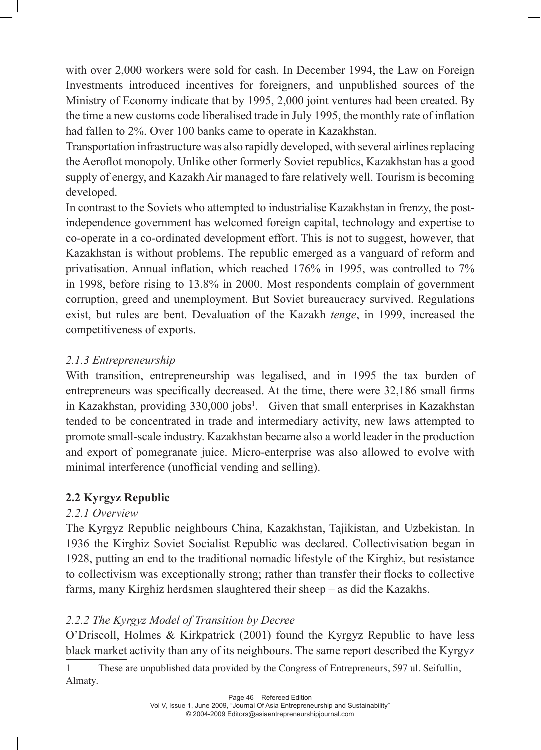with over 2,000 workers were sold for cash. In December 1994, the Law on Foreign Investments introduced incentives for foreigners, and unpublished sources of the Ministry of Economy indicate that by 1995, 2,000 joint ventures had been created. By the time a new customs code liberalised trade in July 1995, the monthly rate of inflation had fallen to 2%. Over 100 banks came to operate in Kazakhstan.

Transportation infrastructure was also rapidly developed, with several airlines replacing the Aeroflot monopoly. Unlike other formerly Soviet republics, Kazakhstan has a good supply of energy, and Kazakh Air managed to fare relatively well. Tourism is becoming developed.

In contrast to the Soviets who attempted to industrialise Kazakhstan in frenzy, the post-independence government has welcomed foreign capital, technology and expertise to co-operate in a co-ordinated development effort. This is not to suggest, however, that Kazakhstan is without problems. The republic emerged as a vanguard of reform and privatisation. Annual inflation, which reached 176% in 1995, was controlled to 7% in 1998, before rising to 13.8% in 2000. Most respondents complain of government corruption, greed and unemployment. But Soviet bureaucracy survived. Regulations exist, but rules are bent. Devaluation of the Kazakh *tenge*, in 1999, increased the competitiveness of exports.

### *2.1.3 Entrepreneurship*

With transition, entrepreneurship was legalised, and in 1995 the tax burden of entrepreneurs was specifically decreased. At the time, there were 32,186 small firms in Kazakhstan, providing 330,000 jobs[1]. Given that small enterprises in Kazakhstan tended to be concentrated in trade and intermediary activity, new laws attempted to promote small-scale industry. Kazakhstan became also a world leader in the production and export of pomegranate juice. Micro-enterprise was also allowed to evolve with minimal interference (unofficial vending and selling).

## **2.2 Kyrgyz Republic**

### *2.2.1 Overview*

The Kyrgyz Republic neighbours China, Kazakhstan, Tajikistan, and Uzbekistan. In 1936 the Kirghiz Soviet Socialist Republic was declared. Collectivisation began in 1928, putting an end to the traditional nomadic lifestyle of the Kirghiz, but resistance to collectivism was exceptionally strong; rather than transfer their flocks to collective farms, many Kirghiz herdsmen slaughtered their sheep – as did the Kazakhs.

### *2.2.2 The Kyrgyz Model of Transition by Decree*

O'Driscoll, Holmes & Kirkpatrick (2001) found the Kyrgyz Republic to have less black market activity than any of its neighbours. The same report described the Kyrgyz

---

1 These are unpublished data provided by the Congress of Entrepreneurs, 597 ul. Seifullin, Almaty.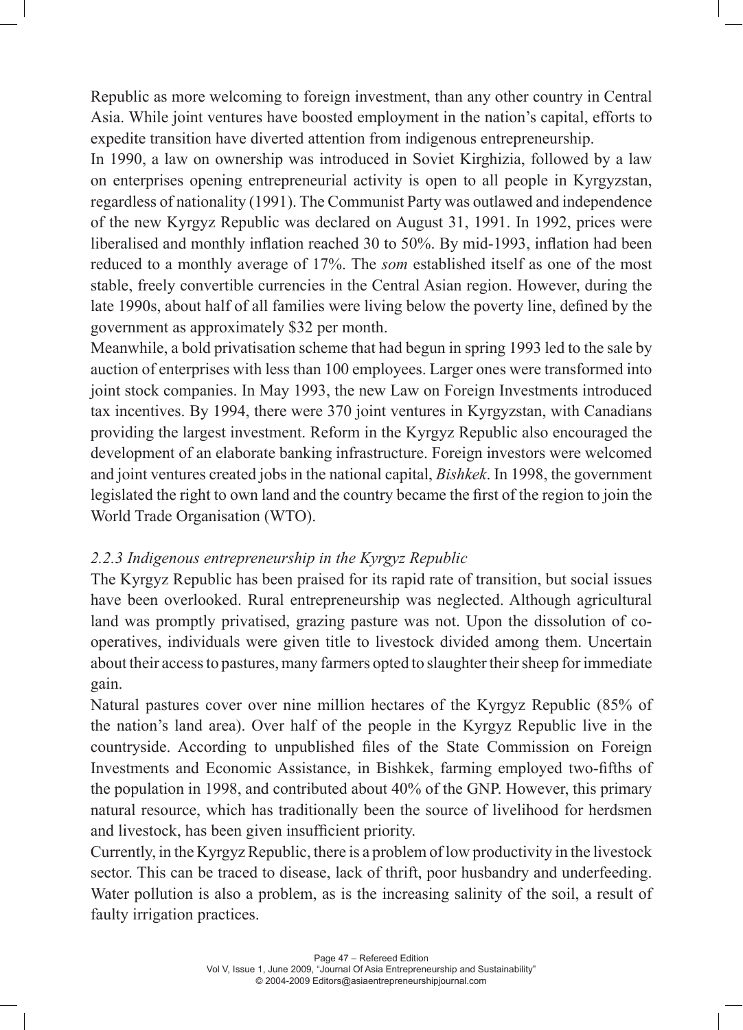Republic as more welcoming to foreign investment, than any other country in Central Asia. While joint ventures have boosted employment in the nation's capital, efforts to expedite transition have diverted attention from indigenous entrepreneurship.

In 1990, a law on ownership was introduced in Soviet Kirghizia, followed by a law on enterprises opening entrepreneurial activity is open to all people in Kyrgyzstan, regardless of nationality (1991). The Communist Party was outlawed and independence of the new Kyrgyz Republic was declared on August 31, 1991. In 1992, prices were liberalised and monthly inflation reached 30 to 50%. By mid-1993, inflation had been reduced to a monthly average of 17%. The *som* established itself as one of the most stable, freely convertible currencies in the Central Asian region. However, during the late 1990s, about half of all families were living below the poverty line, defined by the government as approximately $32 per month.

Meanwhile, a bold privatisation scheme that had begun in spring 1993 led to the sale by auction of enterprises with less than 100 employees. Larger ones were transformed into joint stock companies. In May 1993, the new Law on Foreign Investments introduced tax incentives. By 1994, there were 370 joint ventures in Kyrgyzstan, with Canadians providing the largest investment. Reform in the Kyrgyz Republic also encouraged the development of an elaborate banking infrastructure. Foreign investors were welcomed and joint ventures created jobs in the national capital, *Bishkek*. In 1998, the government legislated the right to own land and the country became the first of the region to join the World Trade Organisation (WTO).

### *2.2.3 Indigenous entrepreneurship in the Kyrgyz Republic*

The Kyrgyz Republic has been praised for its rapid rate of transition, but social issues have been overlooked. Rural entrepreneurship was neglected. Although agricultural land was promptly privatised, grazing pasture was not. Upon the dissolution of co-operatives, individuals were given title to livestock divided among them. Uncertain about their access to pastures, many farmers opted to slaughter their sheep for immediate gain.

Natural pastures cover over nine million hectares of the Kyrgyz Republic (85% of the nation's land area). Over half of the people in the Kyrgyz Republic live in the countryside. According to unpublished files of the State Commission on Foreign Investments and Economic Assistance, in Bishkek, farming employed two-fifths of the population in 1998, and contributed about 40% of the GNP. However, this primary natural resource, which has traditionally been the source of livelihood for herdsmen and livestock, has been given insufficient priority.

Currently, in the Kyrgyz Republic, there is a problem of low productivity in the livestock sector. This can be traced to disease, lack of thrift, poor husbandry and underfeeding. Water pollution is also a problem, as is the increasing salinity of the soil, a result of faulty irrigation practices.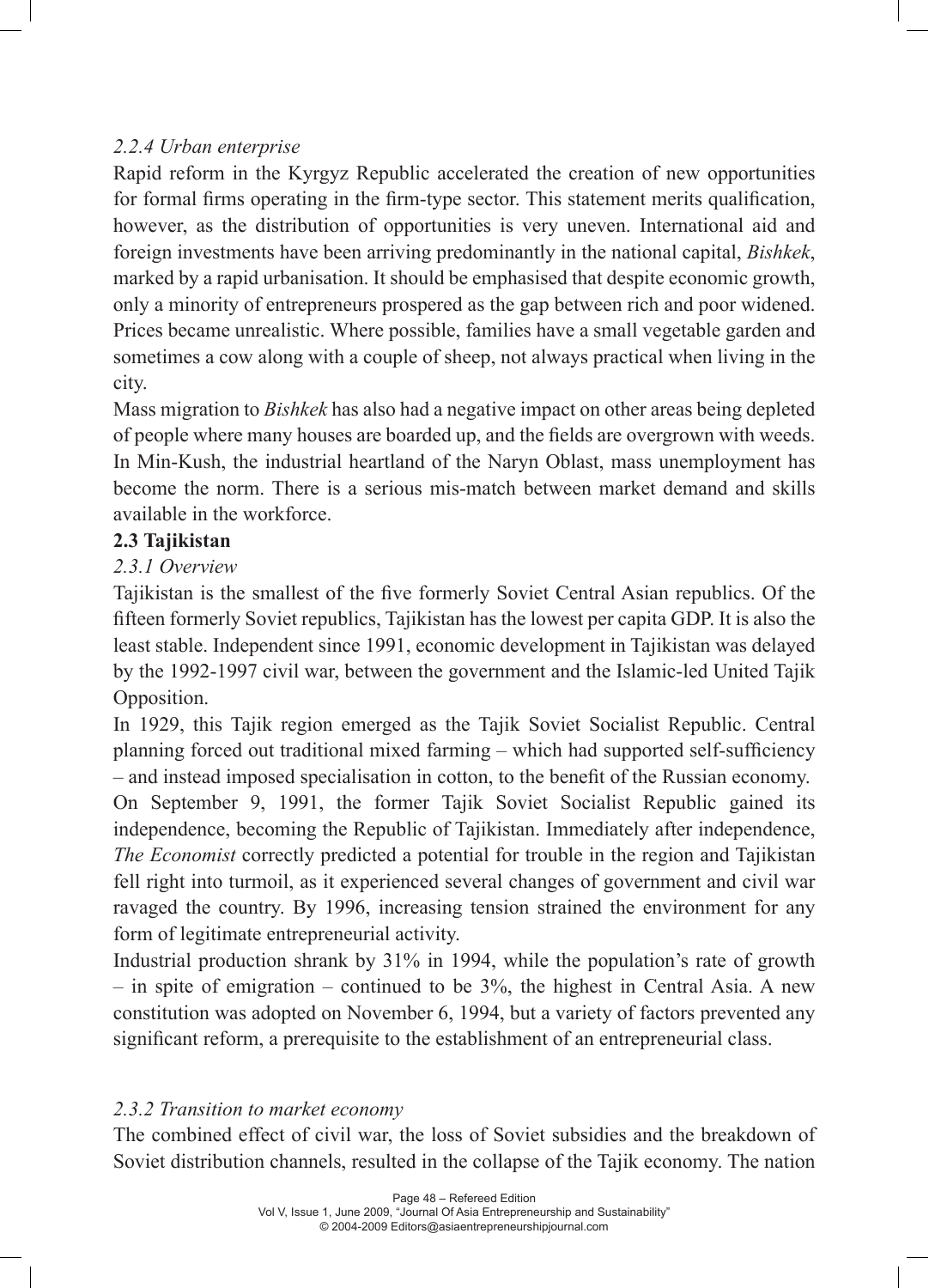*2.2.4 Urban enterprise*

Rapid reform in the Kyrgyz Republic accelerated the creation of new opportunities for formal firms operating in the firm-type sector. This statement merits qualification, however, as the distribution of opportunities is very uneven. International aid and foreign investments have been arriving predominantly in the national capital, *Bishkek*, marked by a rapid urbanisation. It should be emphasised that despite economic growth, only a minority of entrepreneurs prospered as the gap between rich and poor widened. Prices became unrealistic. Where possible, families have a small vegetable garden and sometimes a cow along with a couple of sheep, not always practical when living in the city.

Mass migration to *Bishkek* has also had a negative impact on other areas being depleted of people where many houses are boarded up, and the fields are overgrown with weeds. In Min-Kush, the industrial heartland of the Naryn Oblast, mass unemployment has become the norm. There is a serious mis-match between market demand and skills available in the workforce.

**2.3 Tajikistan**

*2.3.1 Overview*

Tajikistan is the smallest of the five formerly Soviet Central Asian republics. Of the fifteen formerly Soviet republics, Tajikistan has the lowest per capita GDP. It is also the least stable. Independent since 1991, economic development in Tajikistan was delayed by the 1992-1997 civil war, between the government and the Islamic-led United Tajik Opposition.

In 1929, this Tajik region emerged as the Tajik Soviet Socialist Republic. Central planning forced out traditional mixed farming – which had supported self-sufficiency – and instead imposed specialisation in cotton, to the benefit of the Russian economy.

On September 9, 1991, the former Tajik Soviet Socialist Republic gained its independence, becoming the Republic of Tajikistan. Immediately after independence, *The Economist* correctly predicted a potential for trouble in the region and Tajikistan fell right into turmoil, as it experienced several changes of government and civil war ravaged the country. By 1996, increasing tension strained the environment for any form of legitimate entrepreneurial activity.

Industrial production shrank by 31% in 1994, while the population's rate of growth – in spite of emigration – continued to be 3%, the highest in Central Asia. A new constitution was adopted on November 6, 1994, but a variety of factors prevented any significant reform, a prerequisite to the establishment of an entrepreneurial class.

*2.3.2 Transition to market economy*

The combined effect of civil war, the loss of Soviet subsidies and the breakdown of Soviet distribution channels, resulted in the collapse of the Tajik economy. The nation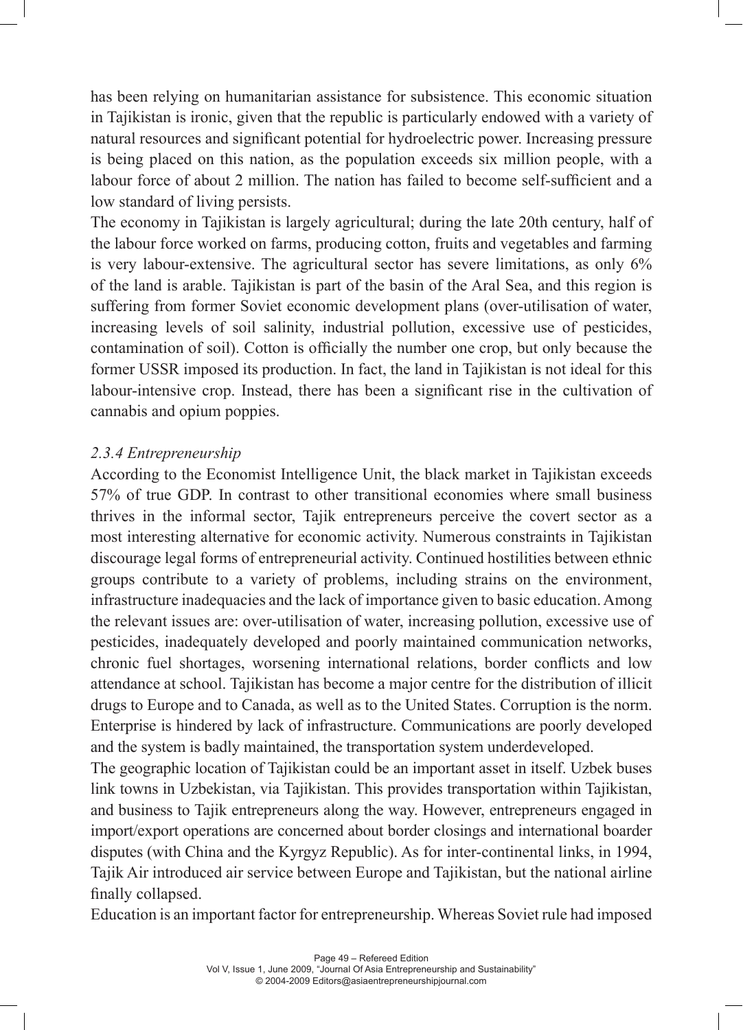has been relying on humanitarian assistance for subsistence. This economic situation in Tajikistan is ironic, given that the republic is particularly endowed with a variety of natural resources and significant potential for hydroelectric power. Increasing pressure is being placed on this nation, as the population exceeds six million people, with a labour force of about 2 million. The nation has failed to become self-sufficient and a low standard of living persists.

The economy in Tajikistan is largely agricultural; during the late 20th century, half of the labour force worked on farms, producing cotton, fruits and vegetables and farming is very labour-extensive. The agricultural sector has severe limitations, as only 6% of the land is arable. Tajikistan is part of the basin of the Aral Sea, and this region is suffering from former Soviet economic development plans (over-utilisation of water, increasing levels of soil salinity, industrial pollution, excessive use of pesticides, contamination of soil). Cotton is officially the number one crop, but only because the former USSR imposed its production. In fact, the land in Tajikistan is not ideal for this labour-intensive crop. Instead, there has been a significant rise in the cultivation of cannabis and opium poppies.

### *2.3.4 Entrepreneurship*

According to the Economist Intelligence Unit, the black market in Tajikistan exceeds 57% of true GDP. In contrast to other transitional economies where small business thrives in the informal sector, Tajik entrepreneurs perceive the covert sector as a most interesting alternative for economic activity. Numerous constraints in Tajikistan discourage legal forms of entrepreneurial activity. Continued hostilities between ethnic groups contribute to a variety of problems, including strains on the environment, infrastructure inadequacies and the lack of importance given to basic education. Among the relevant issues are: over-utilisation of water, increasing pollution, excessive use of pesticides, inadequately developed and poorly maintained communication networks, chronic fuel shortages, worsening international relations, border conflicts and low attendance at school. Tajikistan has become a major centre for the distribution of illicit drugs to Europe and to Canada, as well as to the United States. Corruption is the norm. Enterprise is hindered by lack of infrastructure. Communications are poorly developed and the system is badly maintained, the transportation system underdeveloped.

The geographic location of Tajikistan could be an important asset in itself. Uzbek buses link towns in Uzbekistan, via Tajikistan. This provides transportation within Tajikistan, and business to Tajik entrepreneurs along the way. However, entrepreneurs engaged in import/export operations are concerned about border closings and international boarder disputes (with China and the Kyrgyz Republic). As for inter-continental links, in 1994, Tajik Air introduced air service between Europe and Tajikistan, but the national airline finally collapsed.

Education is an important factor for entrepreneurship. Whereas Soviet rule had imposed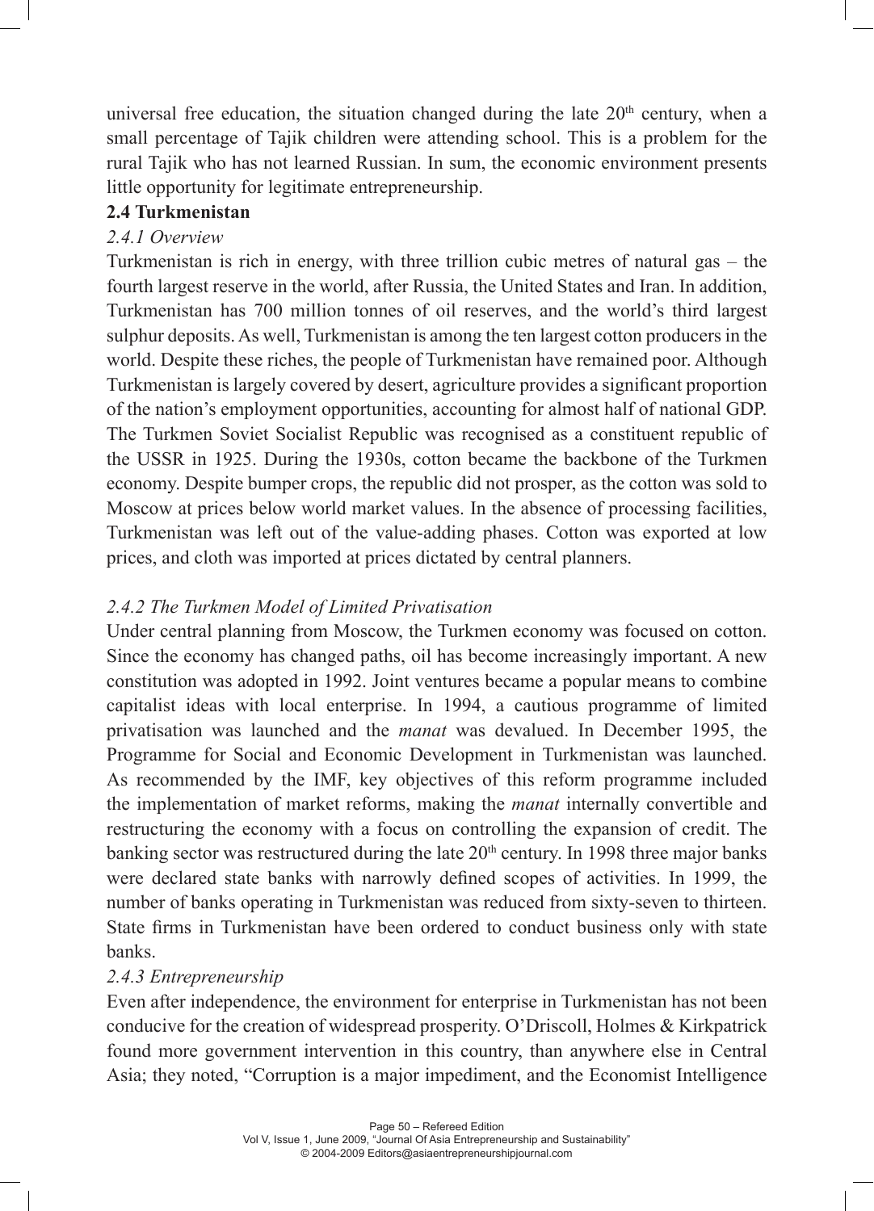universal free education, the situation changed during the late 20th century, when a small percentage of Tajik children were attending school. This is a problem for the rural Tajik who has not learned Russian. In sum, the economic environment presents little opportunity for legitimate entrepreneurship.

## 2.4 Turkmenistan

### *2.4.1 Overview*

Turkmenistan is rich in energy, with three trillion cubic metres of natural gas – the fourth largest reserve in the world, after Russia, the United States and Iran. In addition, Turkmenistan has 700 million tonnes of oil reserves, and the world's third largest sulphur deposits. As well, Turkmenistan is among the ten largest cotton producers in the world. Despite these riches, the people of Turkmenistan have remained poor. Although Turkmenistan is largely covered by desert, agriculture provides a significant proportion of the nation's employment opportunities, accounting for almost half of national GDP. The Turkmen Soviet Socialist Republic was recognised as a constituent republic of the USSR in 1925. During the 1930s, cotton became the backbone of the Turkmen economy. Despite bumper crops, the republic did not prosper, as the cotton was sold to Moscow at prices below world market values. In the absence of processing facilities, Turkmenistan was left out of the value-adding phases. Cotton was exported at low prices, and cloth was imported at prices dictated by central planners.

### *2.4.2 The Turkmen Model of Limited Privatisation*

Under central planning from Moscow, the Turkmen economy was focused on cotton. Since the economy has changed paths, oil has become increasingly important. A new constitution was adopted in 1992. Joint ventures became a popular means to combine capitalist ideas with local enterprise. In 1994, a cautious programme of limited privatisation was launched and the *manat* was devalued. In December 1995, the Programme for Social and Economic Development in Turkmenistan was launched. As recommended by the IMF, key objectives of this reform programme included the implementation of market reforms, making the *manat* internally convertible and restructuring the economy with a focus on controlling the expansion of credit. The banking sector was restructured during the late 20th century. In 1998 three major banks were declared state banks with narrowly defined scopes of activities. In 1999, the number of banks operating in Turkmenistan was reduced from sixty-seven to thirteen. State firms in Turkmenistan have been ordered to conduct business only with state banks.

### *2.4.3 Entrepreneurship*

Even after independence, the environment for enterprise in Turkmenistan has not been conducive for the creation of widespread prosperity. O'Driscoll, Holmes & Kirkpatrick found more government intervention in this country, than anywhere else in Central Asia; they noted, "Corruption is a major impediment, and the Economist Intelligence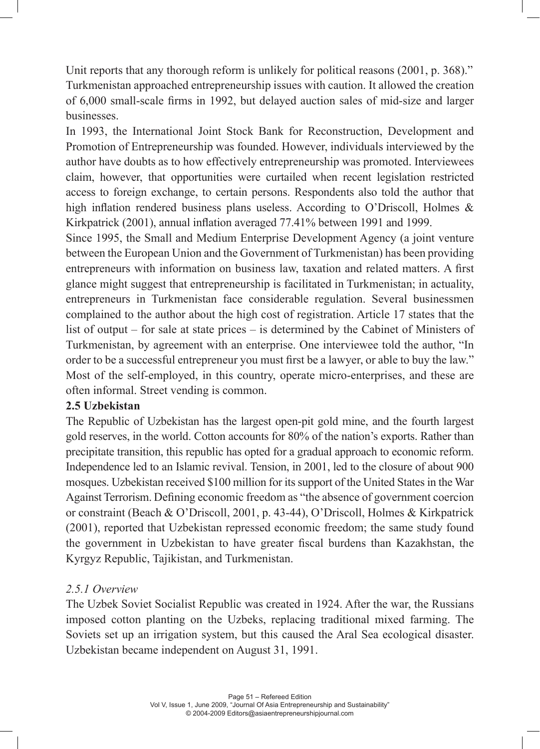Unit reports that any thorough reform is unlikely for political reasons (2001, p. 368)."
Turkmenistan approached entrepreneurship issues with caution. It allowed the creation of 6,000 small-scale firms in 1992, but delayed auction sales of mid-size and larger businesses.

In 1993, the International Joint Stock Bank for Reconstruction, Development and Promotion of Entrepreneurship was founded. However, individuals interviewed by the author have doubts as to how effectively entrepreneurship was promoted. Interviewees claim, however, that opportunities were curtailed when recent legislation restricted access to foreign exchange, to certain persons. Respondents also told the author that high inflation rendered business plans useless. According to O'Driscoll, Holmes & Kirkpatrick (2001), annual inflation averaged 77.41% between 1991 and 1999.

Since 1995, the Small and Medium Enterprise Development Agency (a joint venture between the European Union and the Government of Turkmenistan) has been providing entrepreneurs with information on business law, taxation and related matters. A first glance might suggest that entrepreneurship is facilitated in Turkmenistan; in actuality, entrepreneurs in Turkmenistan face considerable regulation. Several businessmen complained to the author about the high cost of registration. Article 17 states that the list of output – for sale at state prices – is determined by the Cabinet of Ministers of Turkmenistan, by agreement with an enterprise. One interviewee told the author, "In order to be a successful entrepreneur you must first be a lawyer, or able to buy the law."
Most of the self-employed, in this country, operate micro-enterprises, and these are often informal. Street vending is common.

## 2.5 Uzbekistan

The Republic of Uzbekistan has the largest open-pit gold mine, and the fourth largest gold reserves, in the world. Cotton accounts for 80% of the nation's exports. Rather than precipitate transition, this republic has opted for a gradual approach to economic reform. Independence led to an Islamic revival. Tension, in 2001, led to the closure of about 900 mosques. Uzbekistan received $100 million for its support of the United States in the War Against Terrorism. Defining economic freedom as "the absence of government coercion or constraint (Beach & O'Driscoll, 2001, p. 43-44), O'Driscoll, Holmes & Kirkpatrick (2001), reported that Uzbekistan repressed economic freedom; the same study found the government in Uzbekistan to have greater fiscal burdens than Kazakhstan, the Kyrgyz Republic, Tajikistan, and Turkmenistan.

### *2.5.1 Overview*

The Uzbek Soviet Socialist Republic was created in 1924. After the war, the Russians imposed cotton planting on the Uzbeks, replacing traditional mixed farming. The Soviets set up an irrigation system, but this caused the Aral Sea ecological disaster. Uzbekistan became independent on August 31, 1991.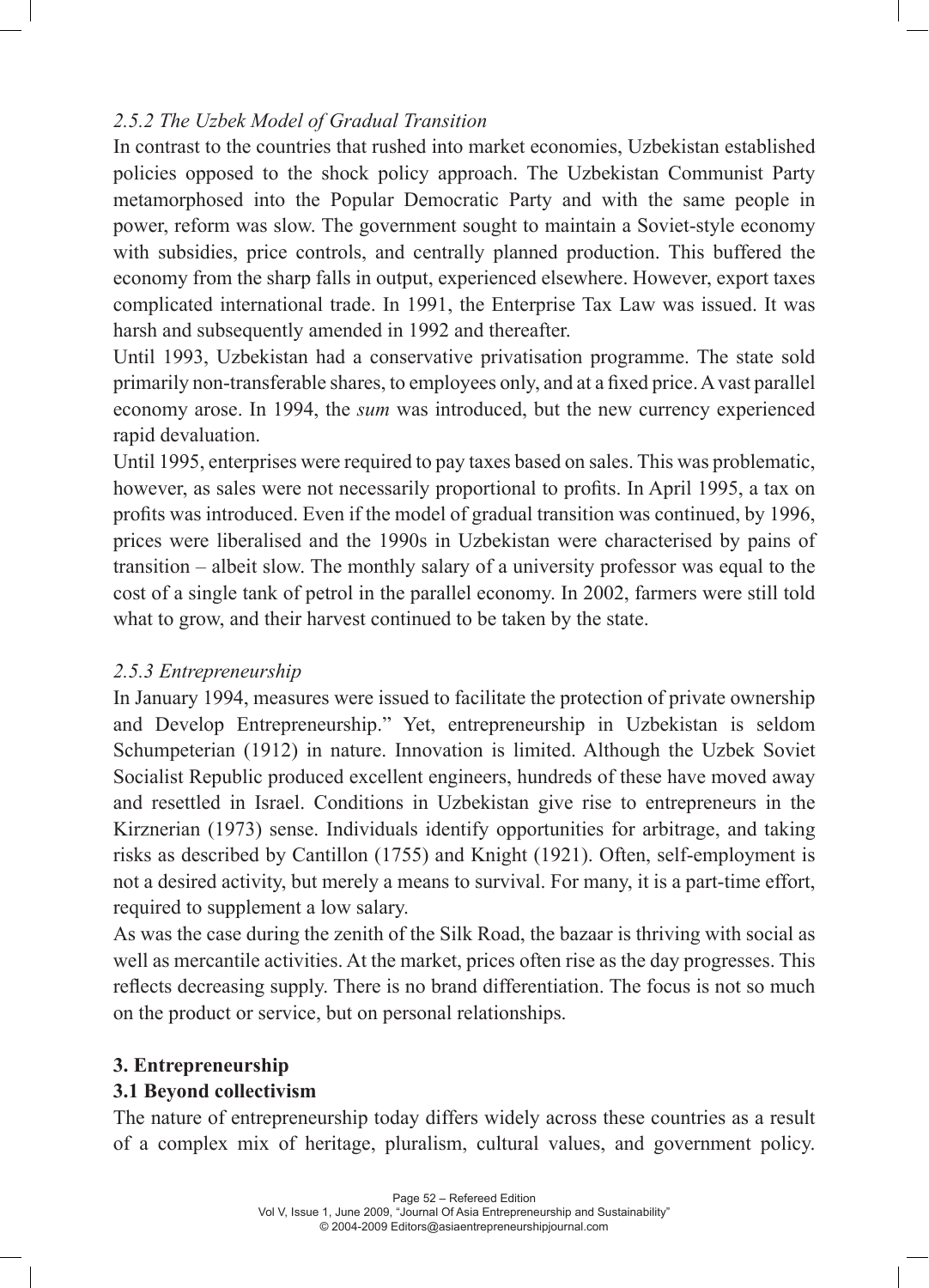### *2.5.2 The Uzbek Model of Gradual Transition*

In contrast to the countries that rushed into market economies, Uzbekistan established policies opposed to the shock policy approach. The Uzbekistan Communist Party metamorphosed into the Popular Democratic Party and with the same people in power, reform was slow. The government sought to maintain a Soviet-style economy with subsidies, price controls, and centrally planned production. This buffered the economy from the sharp falls in output, experienced elsewhere. However, export taxes complicated international trade. In 1991, the Enterprise Tax Law was issued. It was harsh and subsequently amended in 1992 and thereafter.

Until 1993, Uzbekistan had a conservative privatisation programme. The state sold primarily non-transferable shares, to employees only, and at a fixed price. A vast parallel economy arose. In 1994, the *sum* was introduced, but the new currency experienced rapid devaluation.

Until 1995, enterprises were required to pay taxes based on sales. This was problematic, however, as sales were not necessarily proportional to profits. In April 1995, a tax on profits was introduced. Even if the model of gradual transition was continued, by 1996, prices were liberalised and the 1990s in Uzbekistan were characterised by pains of transition – albeit slow. The monthly salary of a university professor was equal to the cost of a single tank of petrol in the parallel economy. In 2002, farmers were still told what to grow, and their harvest continued to be taken by the state.

### *2.5.3 Entrepreneurship*

In January 1994, measures were issued to facilitate the protection of private ownership and Develop Entrepreneurship." Yet, entrepreneurship in Uzbekistan is seldom Schumpeterian (1912) in nature. Innovation is limited. Although the Uzbek Soviet Socialist Republic produced excellent engineers, hundreds of these have moved away and resettled in Israel. Conditions in Uzbekistan give rise to entrepreneurs in the Kirznerian (1973) sense. Individuals identify opportunities for arbitrage, and taking risks as described by Cantillon (1755) and Knight (1921). Often, self-employment is not a desired activity, but merely a means to survival. For many, it is a part-time effort, required to supplement a low salary.

As was the case during the zenith of the Silk Road, the bazaar is thriving with social as well as mercantile activities. At the market, prices often rise as the day progresses. This reflects decreasing supply. There is no brand differentiation. The focus is not so much on the product or service, but on personal relationships.

## 3. Entrepreneurship

### 3.1 Beyond collectivism

The nature of entrepreneurship today differs widely across these countries as a result of a complex mix of heritage, pluralism, cultural values, and government policy.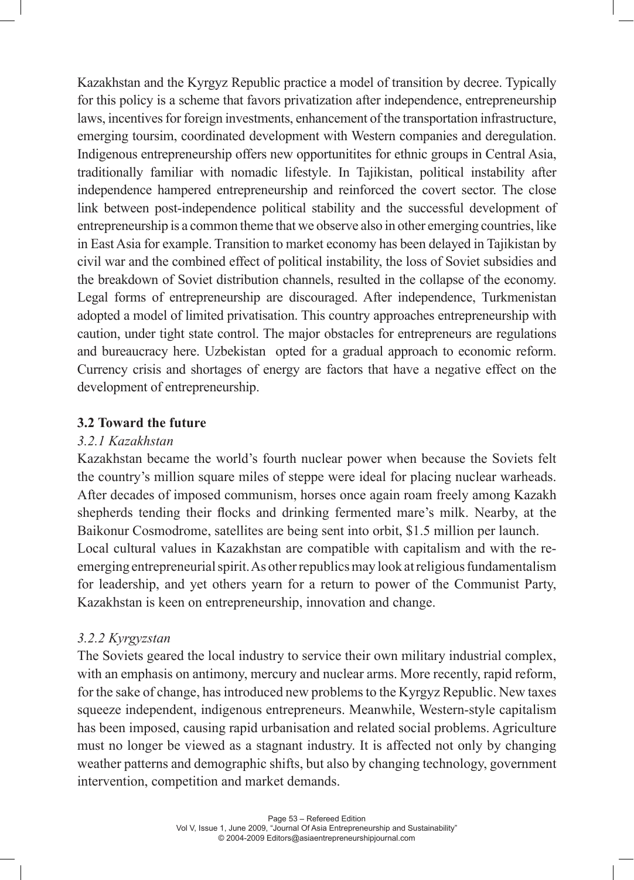Kazakhstan and the Kyrgyz Republic practice a model of transition by decree. Typically for this policy is a scheme that favors privatization after independence, entrepreneurship laws, incentives for foreign investments, enhancement of the transportation infrastructure, emerging toursim, coordinated development with Western companies and deregulation. Indigenous entrepreneurship offers new opportunitites for ethnic groups in Central Asia, traditionally familiar with nomadic lifestyle. In Tajikistan, political instability after independence hampered entrepreneurship and reinforced the covert sector. The close link between post-independence political stability and the successful development of entrepreneurship is a common theme that we observe also in other emerging countries, like in East Asia for example. Transition to market economy has been delayed in Tajikistan by civil war and the combined effect of political instability, the loss of Soviet subsidies and the breakdown of Soviet distribution channels, resulted in the collapse of the economy. Legal forms of entrepreneurship are discouraged. After independence, Turkmenistan adopted a model of limited privatisation. This country approaches entrepreneurship with caution, under tight state control. The major obstacles for entrepreneurs are regulations and bureaucracy here. Uzbekistan opted for a gradual approach to economic reform. Currency crisis and shortages of energy are factors that have a negative effect on the development of entrepreneurship.

### 3.2 Toward the future

#### *3.2.1 Kazakhstan*

Kazakhstan became the world's fourth nuclear power when because the Soviets felt the country's million square miles of steppe were ideal for placing nuclear warheads. After decades of imposed communism, horses once again roam freely among Kazakh shepherds tending their flocks and drinking fermented mare's milk. Nearby, at the Baikonur Cosmodrome, satellites are being sent into orbit, $1.5 million per launch.

Local cultural values in Kazakhstan are compatible with capitalism and with the re-emerging entrepreneurial spirit. As other republics may look at religious fundamentalism for leadership, and yet others yearn for a return to power of the Communist Party, Kazakhstan is keen on entrepreneurship, innovation and change.

#### *3.2.2 Kyrgyzstan*

The Soviets geared the local industry to service their own military industrial complex, with an emphasis on antimony, mercury and nuclear arms. More recently, rapid reform, for the sake of change, has introduced new problems to the Kyrgyz Republic. New taxes squeeze independent, indigenous entrepreneurs. Meanwhile, Western-style capitalism has been imposed, causing rapid urbanisation and related social problems. Agriculture must no longer be viewed as a stagnant industry. It is affected not only by changing weather patterns and demographic shifts, but also by changing technology, government intervention, competition and market demands.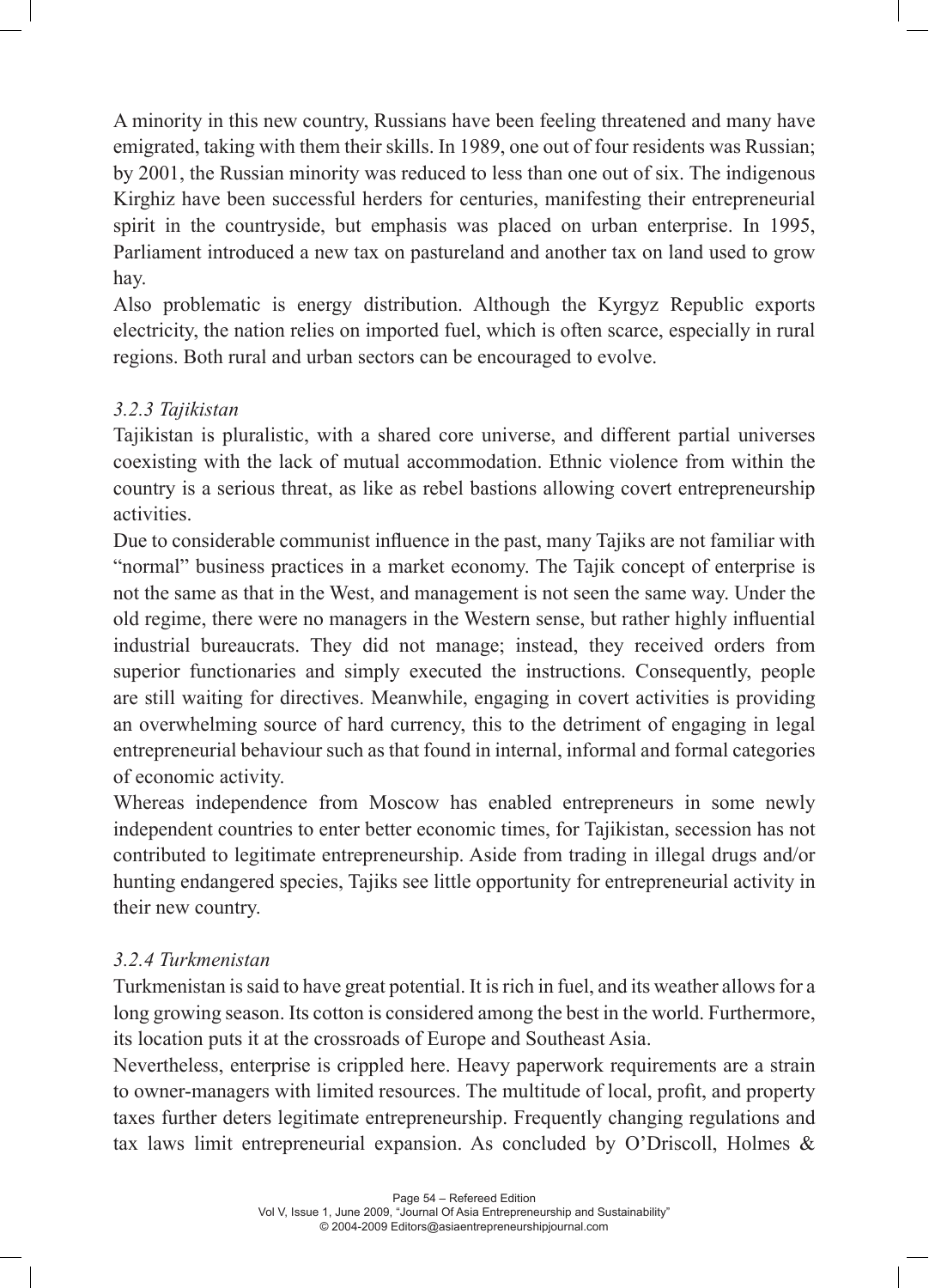A minority in this new country, Russians have been feeling threatened and many have emigrated, taking with them their skills. In 1989, one out of four residents was Russian; by 2001, the Russian minority was reduced to less than one out of six. The indigenous Kirghiz have been successful herders for centuries, manifesting their entrepreneurial spirit in the countryside, but emphasis was placed on urban enterprise. In 1995, Parliament introduced a new tax on pastureland and another tax on land used to grow hay.

Also problematic is energy distribution. Although the Kyrgyz Republic exports electricity, the nation relies on imported fuel, which is often scarce, especially in rural regions. Both rural and urban sectors can be encouraged to evolve.

### *3.2.3 Tajikistan*

Tajikistan is pluralistic, with a shared core universe, and different partial universes coexisting with the lack of mutual accommodation. Ethnic violence from within the country is a serious threat, as like as rebel bastions allowing covert entrepreneurship activities.

Due to considerable communist influence in the past, many Tajiks are not familiar with "normal" business practices in a market economy. The Tajik concept of enterprise is not the same as that in the West, and management is not seen the same way. Under the old regime, there were no managers in the Western sense, but rather highly influential industrial bureaucrats. They did not manage; instead, they received orders from superior functionaries and simply executed the instructions. Consequently, people are still waiting for directives. Meanwhile, engaging in covert activities is providing an overwhelming source of hard currency, this to the detriment of engaging in legal entrepreneurial behaviour such as that found in internal, informal and formal categories of economic activity.

Whereas independence from Moscow has enabled entrepreneurs in some newly independent countries to enter better economic times, for Tajikistan, secession has not contributed to legitimate entrepreneurship. Aside from trading in illegal drugs and/or hunting endangered species, Tajiks see little opportunity for entrepreneurial activity in their new country.

### *3.2.4 Turkmenistan*

Turkmenistan is said to have great potential. It is rich in fuel, and its weather allows for a long growing season. Its cotton is considered among the best in the world. Furthermore, its location puts it at the crossroads of Europe and Southeast Asia.

Nevertheless, enterprise is crippled here. Heavy paperwork requirements are a strain to owner-managers with limited resources. The multitude of local, profit, and property taxes further deters legitimate entrepreneurship. Frequently changing regulations and tax laws limit entrepreneurial expansion. As concluded by O'Driscoll, Holmes &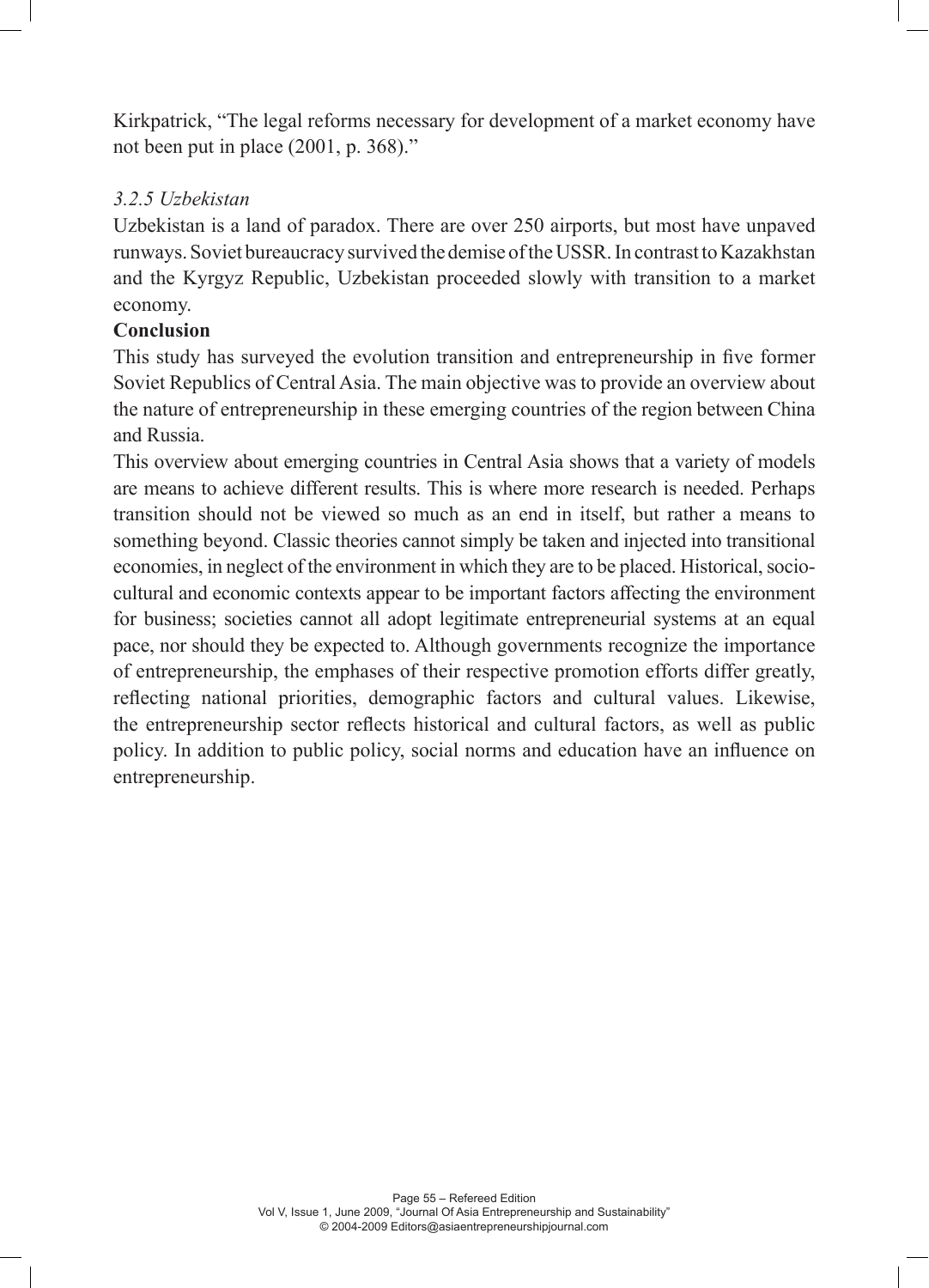Kirkpatrick, "The legal reforms necessary for development of a market economy have not been put in place (2001, p. 368)."

*3.2.5 Uzbekistan*

Uzbekistan is a land of paradox. There are over 250 airports, but most have unpaved runways. Soviet bureaucracy survived the demise of the USSR. In contrast to Kazakhstan and the Kyrgyz Republic, Uzbekistan proceeded slowly with transition to a market economy.

**Conclusion**

This study has surveyed the evolution transition and entrepreneurship in five former Soviet Republics of Central Asia. The main objective was to provide an overview about the nature of entrepreneurship in these emerging countries of the region between China and Russia.

This overview about emerging countries in Central Asia shows that a variety of models are means to achieve different results. This is where more research is needed. Perhaps transition should not be viewed so much as an end in itself, but rather a means to something beyond. Classic theories cannot simply be taken and injected into transitional economies, in neglect of the environment in which they are to be placed. Historical, socio-cultural and economic contexts appear to be important factors affecting the environment for business; societies cannot all adopt legitimate entrepreneurial systems at an equal pace, nor should they be expected to. Although governments recognize the importance of entrepreneurship, the emphases of their respective promotion efforts differ greatly, reflecting national priorities, demographic factors and cultural values. Likewise, the entrepreneurship sector reflects historical and cultural factors, as well as public policy. In addition to public policy, social norms and education have an influence on entrepreneurship.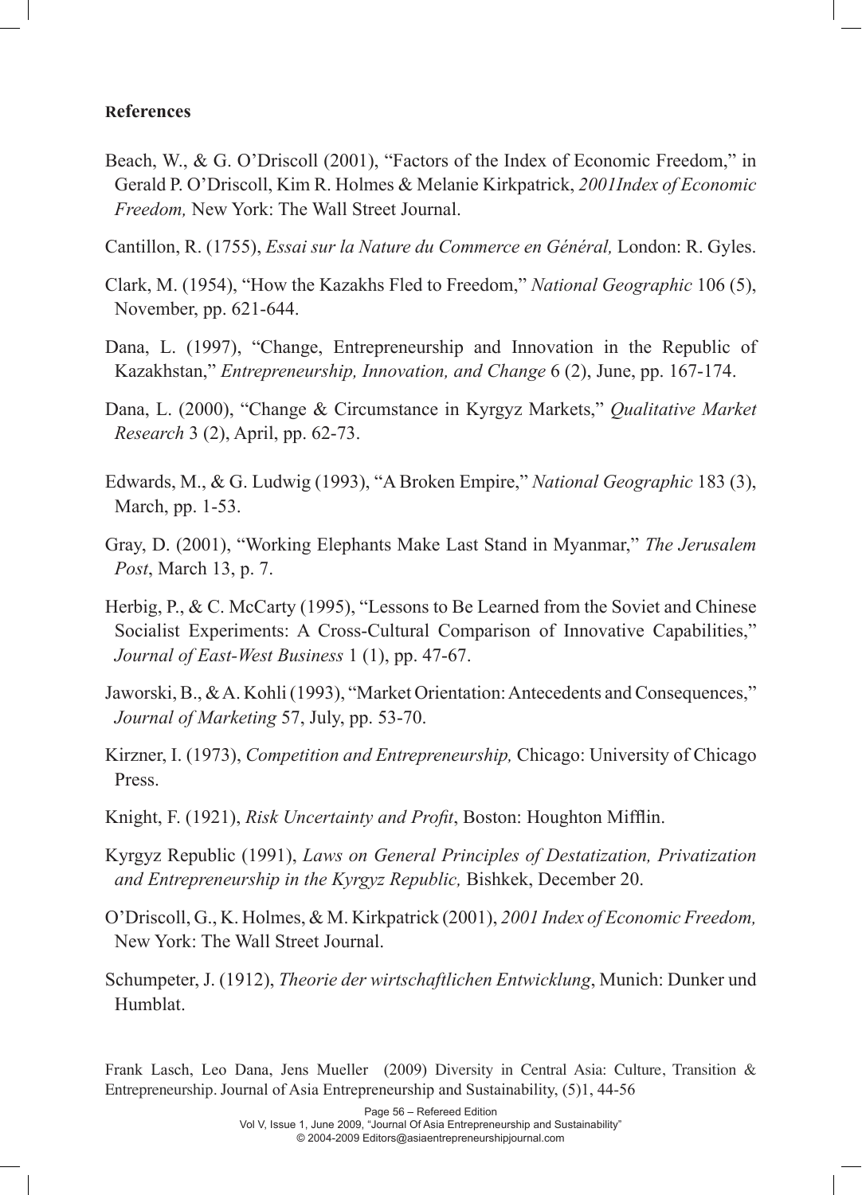## References

Beach, W., & G. O'Driscoll (2001), "Factors of the Index of Economic Freedom," in Gerald P. O'Driscoll, Kim R. Holmes & Melanie Kirkpatrick, *2001Index of Economic Freedom,* New York: The Wall Street Journal.

Cantillon, R. (1755), *Essai sur la Nature du Commerce en Général,* London: R. Gyles.

Clark, M. (1954), "How the Kazakhs Fled to Freedom," *National Geographic* 106 (5), November, pp. 621-644.

Dana, L. (1997), "Change, Entrepreneurship and Innovation in the Republic of Kazakhstan," *Entrepreneurship, Innovation, and Change* 6 (2), June, pp. 167-174.

Dana, L. (2000), "Change & Circumstance in Kyrgyz Markets," *Qualitative Market Research* 3 (2), April, pp. 62-73.

Edwards, M., & G. Ludwig (1993), "A Broken Empire," *National Geographic* 183 (3), March, pp. 1-53.

Gray, D. (2001), "Working Elephants Make Last Stand in Myanmar," *The Jerusalem Post*, March 13, p. 7.

Herbig, P., & C. McCarty (1995), "Lessons to Be Learned from the Soviet and Chinese Socialist Experiments: A Cross-Cultural Comparison of Innovative Capabilities," *Journal of East-West Business* 1 (1), pp. 47-67.

Jaworski, B., & A. Kohli (1993), "Market Orientation: Antecedents and Consequences," *Journal of Marketing* 57, July, pp. 53-70.

Kirzner, I. (1973), *Competition and Entrepreneurship,* Chicago: University of Chicago Press.

Knight, F. (1921), *Risk Uncertainty and Profit*, Boston: Houghton Mifflin.

Kyrgyz Republic (1991), *Laws on General Principles of Destatization, Privatization and Entrepreneurship in the Kyrgyz Republic,* Bishkek, December 20.

O'Driscoll, G., K. Holmes, & M. Kirkpatrick (2001), *2001 Index of Economic Freedom,* New York: The Wall Street Journal.

Schumpeter, J. (1912), *Theorie der wirtschaftlichen Entwicklung*, Munich: Dunker und Humblat.

Frank Lasch, Leo Dana, Jens Mueller (2009) Diversity in Central Asia: Culture, Transition & Entrepreneurship. Journal of Asia Entrepreneurship and Sustainability, (5)1, 44-56